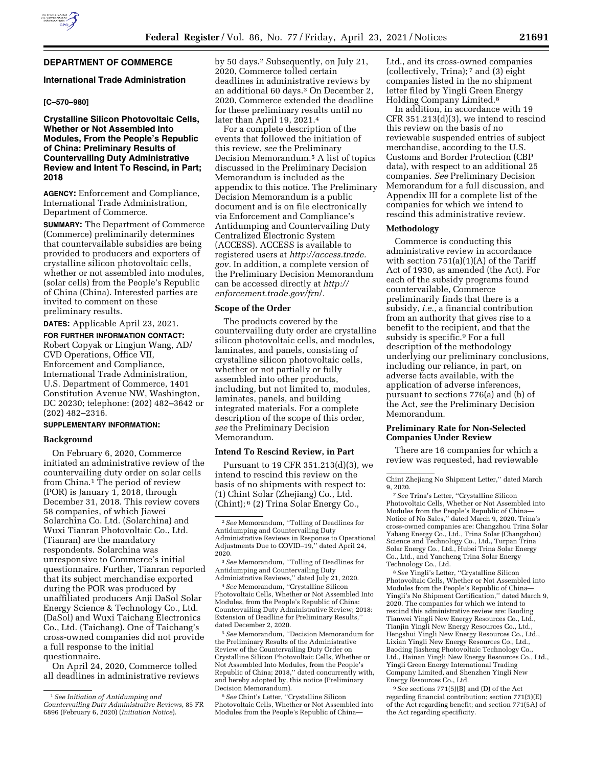## DEPARTMENT OF COMMERCE

### International Trade Administration

**[C–570–980]**

### Crystalline Silicon Photovoltaic Cells, Whether or Not Assembled Into Modules, From the People's Republic of China: Preliminary Results of Countervailing Duty Administrative Review and Intent To Rescind, in Part; 2018

**AGENCY:** Enforcement and Compliance, International Trade Administration, Department of Commerce.

**SUMMARY:** The Department of Commerce (Commerce) preliminarily determines that countervailable subsidies are being provided to producers and exporters of crystalline silicon photovoltaic cells, whether or not assembled into modules, (solar cells) from the People's Republic of China (China). Interested parties are invited to comment on these preliminary results.

**DATES:** Applicable April 23, 2021.

**FOR FURTHER INFORMATION CONTACT:** Robert Copyak or Lingjun Wang, AD/CVD Operations, Office VII, Enforcement and Compliance, International Trade Administration, U.S. Department of Commerce, 1401 Constitution Avenue NW, Washington, DC 20230; telephone: (202) 482–3642 or (202) 482–2316.

**SUPPLEMENTARY INFORMATION:**

#### Background

On February 6, 2020, Commerce initiated an administrative review of the countervailing duty order on solar cells from China.[1] The period of review (POR) is January 1, 2018, through December 31, 2018. This review covers 58 companies, of which Jiawei Solarchina Co. Ltd. (Solarchina) and Wuxi Tianran Photovoltaic Co., Ltd. (Tianran) are the mandatory respondents. Solarchina was unresponsive to Commerce's initial questionnaire. Further, Tianran reported that its subject merchandise exported during the POR was produced by unaffiliated producers Anji DaSol Solar Energy Science & Technology Co., Ltd. (DaSol) and Wuxi Taichang Electronics Co., Ltd. (Taichang). One of Taichang's cross-owned companies did not provide a full response to the initial questionnaire.

On April 24, 2020, Commerce tolled all deadlines in administrative reviews by 50 days.[2] Subsequently, on July 21, 2020, Commerce tolled certain deadlines in administrative reviews by an additional 60 days.[3] On December 2, 2020, Commerce extended the deadline for these preliminary results until no later than April 19, 2021.[4]

For a complete description of the events that followed the initiation of this review, *see* the Preliminary Decision Memorandum.[5] A list of topics discussed in the Preliminary Decision Memorandum is included as the appendix to this notice. The Preliminary Decision Memorandum is a public document and is on file electronically via Enforcement and Compliance's Antidumping and Countervailing Duty Centralized Electronic System (ACCESS). ACCESS is available to registered users at *http://access.trade.gov*. In addition, a complete version of the Preliminary Decision Memorandum can be accessed directly at *http://enforcement.trade.gov/frn/*.

#### Scope of the Order

The products covered by the countervailing duty order are crystalline silicon photovoltaic cells, and modules, laminates, and panels, consisting of crystalline silicon photovoltaic cells, whether or not partially or fully assembled into other products, including, but not limited to, modules, laminates, panels, and building integrated materials. For a complete description of the scope of this order, *see* the Preliminary Decision Memorandum.

#### Intend To Rescind Review, in Part

Pursuant to 19 CFR 351.213(d)(3), we intend to rescind this review on the basis of no shipments with respect to: (1) Chint Solar (Zhejiang) Co., Ltd. (Chint);[6] (2) Trina Solar Energy Co., Ltd., and its cross-owned companies (collectively, Trina);[7] and (3) eight companies listed in the no shipment letter filed by Yingli Green Energy Holding Company Limited.[8]

In addition, in accordance with 19 CFR 351.213(d)(3), we intend to rescind this review on the basis of no reviewable suspended entries of subject merchandise, according to the U.S. Customs and Border Protection (CBP data), with respect to an additional 25 companies. *See* Preliminary Decision Memorandum for a full discussion, and Appendix III for a complete list of the companies for which we intend to rescind this administrative review.

#### Methodology

Commerce is conducting this administrative review in accordance with section 751(a)(1)(A) of the Tariff Act of 1930, as amended (the Act). For each of the subsidy programs found countervailable, Commerce preliminarily finds that there is a subsidy, *i.e.,* a financial contribution from an authority that gives rise to a benefit to the recipient, and that the subsidy is specific.[9] For a full description of the methodology underlying our preliminary conclusions, including our reliance, in part, on adverse facts available, with the application of adverse inferences, pursuant to sections 776(a) and (b) of the Act, *see* the Preliminary Decision Memorandum.

#### Preliminary Rate for Non-Selected Companies Under Review

There are 16 companies for which a review was requested, had reviewable

---

[1] *See Initiation of Antidumping and Countervailing Duty Administrative Reviews,* 85 FR 6896 (February 6, 2020) (*Initiation Notice*).

[2] *See* Memorandum, "Tolling of Deadlines for Antidumping and Countervailing Duty Administrative Reviews in Response to Operational Adjustments Due to COVID–19," dated April 24, 2020.

[3] *See* Memorandum, "Tolling of Deadlines for Antidumping and Countervailing Duty Administrative Reviews," dated July 21, 2020.

[4] *See* Memorandum, "Crystalline Silicon Photovoltaic Cells, Whether or Not Assembled Into Modules, from the People's Republic of China: Countervailing Duty Administrative Review; 2018: Extension of Deadline for Preliminary Results," dated December 2, 2020.

[5] *See* Memorandum, "Decision Memorandum for the Preliminary Results of the Administrative Review of the Countervailing Duty Order on Crystalline Silicon Photovoltaic Cells, Whether or Not Assembled Into Modules, from the People's Republic of China; 2018," dated concurrently with, and hereby adopted by, this notice (Preliminary Decision Memorandum).

[6] *See* Chint's Letter, "Crystalline Silicon Photovoltaic Cells, Whether or Not Assembled into Modules from the People's Republic of China—Chint Zhejiang No Shipment Letter," dated March 9, 2020.

[7] *See* Trina's Letter, "Crystalline Silicon Photovoltaic Cells, Whether or Not Assembled into Modules from the People's Republic of China—Notice of No Sales," dated March 9, 2020. Trina's cross-owned companies are: Changzhou Trina Solar Yabang Energy Co., Ltd., Trina Solar (Changzhou) Science and Technology Co., Ltd., Turpan Trina Solar Energy Co., Ltd., Hubei Trina Solar Energy Co., Ltd., and Yancheng Trina Solar Energy Technology Co., Ltd.

[8] *See* Yingli's Letter, "Crystalline Silicon Photovoltaic Cells, Whether or Not Assembled into Modules from the People's Republic of China—Yingli's No Shipment Certification," dated March 9, 2020. The companies for which we intend to rescind this administrative review are: Baoding Tianwei Yingli New Energy Resources Co., Ltd., Tianjin Yingli New Energy Resources Co., Ltd., Hengshui Yingli New Energy Resources Co., Ltd., Lixian Yingli New Energy Resources Co., Ltd., Baoding Jiasheng Photovoltaic Technology Co., Ltd., Hainan Yingli New Energy Resources Co., Ltd., Yingli Green Energy International Trading Company Limited, and Shenzhen Yingli New Energy Resources Co., Ltd.

[9] *See* sections 771(5)(B) and (D) of the Act regarding financial contribution; section 771(5)(E) of the Act regarding benefit; and section 771(5A) of the Act regarding specificity.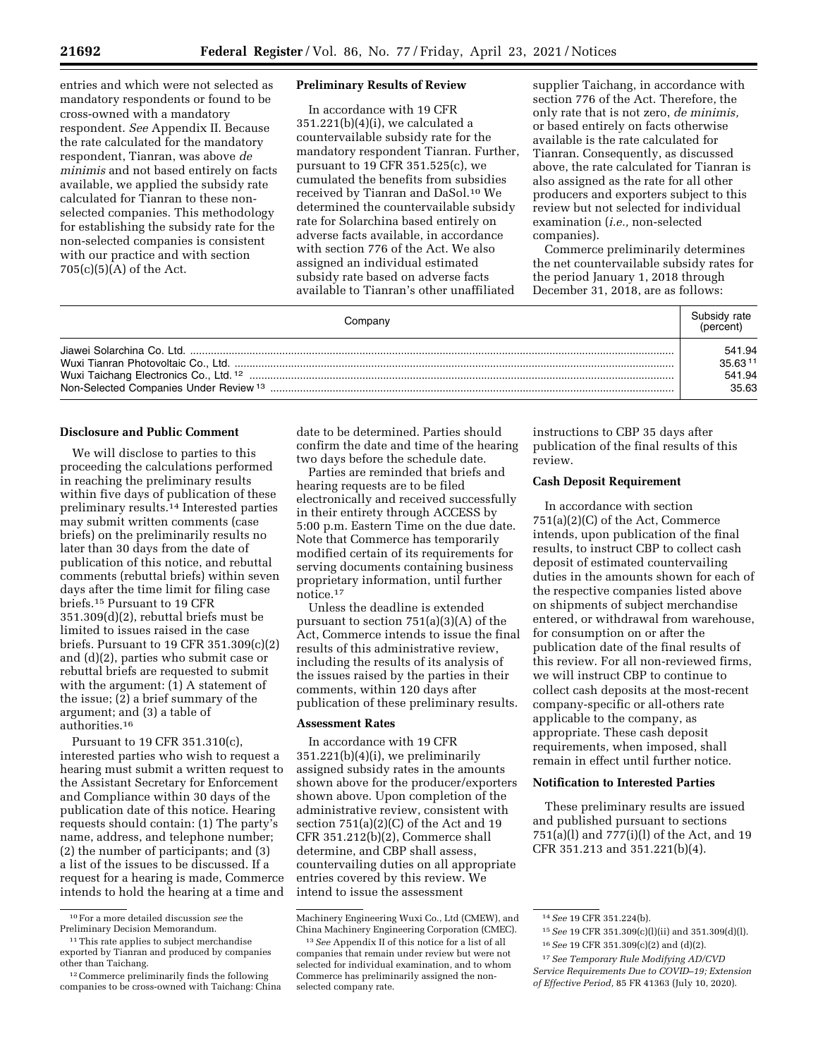entries and which were not selected as mandatory respondents or found to be cross-owned with a mandatory respondent. *See* Appendix II. Because the rate calculated for the mandatory respondent, Tianran, was above *de minimis* and not based entirely on facts available, we applied the subsidy rate calculated for Tianran to these non-selected companies. This methodology for establishing the subsidy rate for the non-selected companies is consistent with our practice and with section 705(c)(5)(A) of the Act.

## Preliminary Results of Review

In accordance with 19 CFR 351.221(b)(4)(i), we calculated a countervailable subsidy rate for the mandatory respondent Tianran. Further, pursuant to 19 CFR 351.525(c), we cumulated the benefits from subsidies received by Tianran and DaSol.[10] We determined the countervailable subsidy rate for Solarchina based entirely on adverse facts available, in accordance with section 776 of the Act. We also assigned an individual estimated subsidy rate based on adverse facts available to Tianran's other unaffiliated supplier Taichang, in accordance with section 776 of the Act. Therefore, the only rate that is not zero, *de minimis,* or based entirely on facts otherwise available is the rate calculated for Tianran. Consequently, as discussed above, the rate calculated for Tianran is also assigned as the rate for all other producers and exporters subject to this review but not selected for individual examination (*i.e.,* non-selected companies).

Commerce preliminarily determines the net countervailable subsidy rates for the period January 1, 2018 through December 31, 2018, are as follows:

| Company | Subsidy rate (percent) |
|---|---|
| Jiawei Solarchina Co. Ltd. | 541.94 |
| Wuxi Tianran Photovoltaic Co., Ltd. | 35.63 [11] |
| Wuxi Taichang Electronics Co., Ltd. [12] | 541.94 |
| Non-Selected Companies Under Review [13] | 35.63 |

## Disclosure and Public Comment

We will disclose to parties to this proceeding the calculations performed in reaching the preliminary results within five days of publication of these preliminary results.[14] Interested parties may submit written comments (case briefs) on the preliminarily results no later than 30 days from the date of publication of this notice, and rebuttal comments (rebuttal briefs) within seven days after the time limit for filing case briefs.[15] Pursuant to 19 CFR 351.309(d)(2), rebuttal briefs must be limited to issues raised in the case briefs. Pursuant to 19 CFR 351.309(c)(2) and (d)(2), parties who submit case or rebuttal briefs are requested to submit with the argument: (1) A statement of the issue; (2) a brief summary of the argument; and (3) a table of authorities.[16]

Pursuant to 19 CFR 351.310(c), interested parties who wish to request a hearing must submit a written request to the Assistant Secretary for Enforcement and Compliance within 30 days of the publication date of this notice. Hearing requests should contain: (1) The party's name, address, and telephone number; (2) the number of participants; and (3) a list of the issues to be discussed. If a request for a hearing is made, Commerce intends to hold the hearing at a time and date to be determined. Parties should confirm the date and time of the hearing two days before the schedule date.

Parties are reminded that briefs and hearing requests are to be filed electronically and received successfully in their entirety through ACCESS by 5:00 p.m. Eastern Time on the due date. Note that Commerce has temporarily modified certain of its requirements for serving documents containing business proprietary information, until further notice.[17]

Unless the deadline is extended pursuant to section 751(a)(3)(A) of the Act, Commerce intends to issue the final results of this administrative review, including the results of its analysis of the issues raised by the parties in their comments, within 120 days after publication of these preliminary results.

## Assessment Rates

In accordance with 19 CFR 351.221(b)(4)(i), we preliminarily assigned subsidy rates in the amounts shown above for the producer/exporters shown above. Upon completion of the administrative review, consistent with section 751(a)(2)(C) of the Act and 19 CFR 351.212(b)(2), Commerce shall determine, and CBP shall assess, countervailing duties on all appropriate entries covered by this review. We intend to issue the assessment instructions to CBP 35 days after publication of the final results of this review.

## Cash Deposit Requirement

In accordance with section 751(a)(2)(C) of the Act, Commerce intends, upon publication of the final results, to instruct CBP to collect cash deposit of estimated countervailing duties in the amounts shown for each of the respective companies listed above on shipments of subject merchandise entered, or withdrawal from warehouse, for consumption on or after the publication date of the final results of this review. For all non-reviewed firms, we will instruct CBP to continue to collect cash deposits at the most-recent company-specific or all-others rate applicable to the company, as appropriate. These cash deposit requirements, when imposed, shall remain in effect until further notice.

## Notification to Interested Parties

These preliminary results are issued and published pursuant to sections 751(a)(l) and 777(i)(l) of the Act, and 19 CFR 351.213 and 351.221(b)(4).

---

[10] For a more detailed discussion *see* the Preliminary Decision Memorandum.

[11] This rate applies to subject merchandise exported by Tianran and produced by companies other than Taichang.

[12] Commerce preliminarily finds the following companies to be cross-owned with Taichang: China Machinery Engineering Wuxi Co., Ltd (CMEW), and China Machinery Engineering Corporation (CMEC).

[13] *See* Appendix II of this notice for a list of all companies that remain under review but were not selected for individual examination, and to whom Commerce has preliminarily assigned the non-selected company rate.

[14] *See* 19 CFR 351.224(b).

[15] *See* 19 CFR 351.309(c)(l)(ii) and 351.309(d)(l).

[16] *See* 19 CFR 351.309(c)(2) and (d)(2).

[17] *See Temporary Rule Modifying AD/CVD Service Requirements Due to COVID–19; Extension of Effective Period,* 85 FR 41363 (July 10, 2020).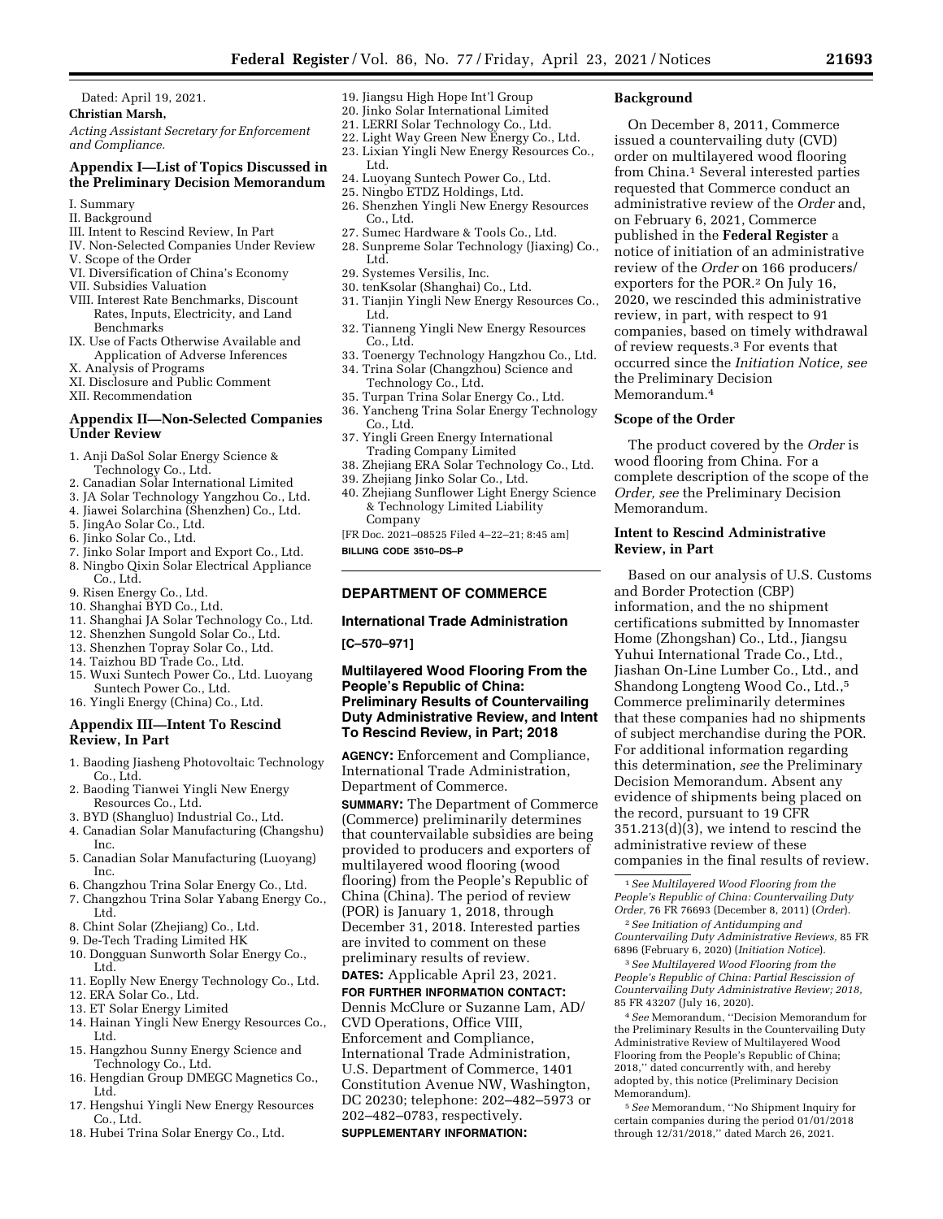Dated: April 19, 2021.

**Christian Marsh,**

*Acting Assistant Secretary for Enforcement and Compliance.*

## Appendix I—List of Topics Discussed in the Preliminary Decision Memorandum

I. Summary
II. Background
III. Intent to Rescind Review, In Part
IV. Non-Selected Companies Under Review
V. Scope of the Order
VI. Diversification of China's Economy
VII. Subsidies Valuation
VIII. Interest Rate Benchmarks, Discount Rates, Inputs, Electricity, and Land Benchmarks
IX. Use of Facts Otherwise Available and Application of Adverse Inferences
X. Analysis of Programs
XI. Disclosure and Public Comment
XII. Recommendation

## Appendix II—Non-Selected Companies Under Review

1. Anji DaSol Solar Energy Science & Technology Co., Ltd.
2. Canadian Solar International Limited
3. JA Solar Technology Yangzhou Co., Ltd.
4. Jiawei Solarchina (Shenzhen) Co., Ltd.
5. JingAo Solar Co., Ltd.
6. Jinko Solar Co., Ltd.
7. Jinko Solar Import and Export Co., Ltd.
8. Ningbo Qixin Solar Electrical Appliance Co., Ltd.
9. Risen Energy Co., Ltd.
10. Shanghai BYD Co., Ltd.
11. Shanghai JA Solar Technology Co., Ltd.
12. Shenzhen Sungold Solar Co., Ltd.
13. Shenzhen Topray Solar Co., Ltd.
14. Taizhou BD Trade Co., Ltd.
15. Wuxi Suntech Power Co., Ltd. Luoyang Suntech Power Co., Ltd.
16. Yingli Energy (China) Co., Ltd.

## Appendix III—Intent To Rescind Review, In Part

1. Baoding Jiasheng Photovoltaic Technology Co., Ltd.
2. Baoding Tianwei Yingli New Energy Resources Co., Ltd.
3. BYD (Shangluo) Industrial Co., Ltd.
4. Canadian Solar Manufacturing (Changshu) Inc.
5. Canadian Solar Manufacturing (Luoyang) Inc.
6. Changzhou Trina Solar Energy Co., Ltd.
7. Changzhou Trina Solar Yabang Energy Co., Ltd.
8. Chint Solar (Zhejiang) Co., Ltd.
9. De-Tech Trading Limited HK
10. Dongguan Sunworth Solar Energy Co., Ltd.
11. Eoplly New Energy Technology Co., Ltd.
12. ERA Solar Co., Ltd.
13. ET Solar Energy Limited
14. Hainan Yingli New Energy Resources Co., Ltd.
15. Hangzhou Sunny Energy Science and Technology Co., Ltd.
16. Hengdian Group DMEGC Magnetics Co., Ltd.
17. Hengshui Yingli New Energy Resources Co., Ltd.
18. Hubei Trina Solar Energy Co., Ltd.
19. Jiangsu High Hope Int'l Group
20. Jinko Solar International Limited
21. LERRI Solar Technology Co., Ltd.
22. Light Way Green New Energy Co., Ltd.
23. Lixian Yingli New Energy Resources Co., Ltd.
24. Luoyang Suntech Power Co., Ltd.
25. Ningbo ETDZ Holdings, Ltd.
26. Shenzhen Yingli New Energy Resources Co., Ltd.
27. Sumec Hardware & Tools Co., Ltd.
28. Sunpreme Solar Technology (Jiaxing) Co., Ltd.
29. Systemes Versilis, Inc.
30. tenKsolar (Shanghai) Co., Ltd.
31. Tianjin Yingli New Energy Resources Co., Ltd.
32. Tianneng Yingli New Energy Resources Co., Ltd.
33. Toenergy Technology Hangzhou Co., Ltd.
34. Trina Solar (Changzhou) Science and Technology Co., Ltd.
35. Turpan Trina Solar Energy Co., Ltd.
36. Yancheng Trina Solar Energy Technology Co., Ltd.
37. Yingli Green Energy International Trading Company Limited
38. Zhejiang ERA Solar Technology Co., Ltd.
39. Zhejiang Jinko Solar Co., Ltd.
40. Zhejiang Sunflower Light Energy Science & Technology Limited Liability Company

[FR Doc. 2021–08525 Filed 4–22–21; 8:45 am]

**BILLING CODE 3510–DS–P**

---

**DEPARTMENT OF COMMERCE**

**International Trade Administration**

**[C–570–971]**

# Multilayered Wood Flooring From the People's Republic of China: Preliminary Results of Countervailing Duty Administrative Review, and Intent To Rescind Review, in Part; 2018

**AGENCY:** Enforcement and Compliance, International Trade Administration, Department of Commerce.

**SUMMARY:** The Department of Commerce (Commerce) preliminarily determines that countervailable subsidies are being provided to producers and exporters of multilayered wood flooring (wood flooring) from the People's Republic of China (China). The period of review (POR) is January 1, 2018, through December 31, 2018. Interested parties are invited to comment on these preliminary results of review.

**DATES:** Applicable April 23, 2021.

**FOR FURTHER INFORMATION CONTACT:** Dennis McClure or Suzanne Lam, AD/CVD Operations, Office VIII, Enforcement and Compliance, International Trade Administration, U.S. Department of Commerce, 1401 Constitution Avenue NW, Washington, DC 20230; telephone: 202–482–5973 or 202–482–0783, respectively.

**SUPPLEMENTARY INFORMATION:**

## Background

On December 8, 2011, Commerce issued a countervailing duty (CVD) order on multilayered wood flooring from China.[1] Several interested parties requested that Commerce conduct an administrative review of the *Order* and, on February 6, 2021, Commerce published in the **Federal Register** a notice of initiation of an administrative review of the *Order* on 166 producers/exporters for the POR.[2] On July 16, 2020, we rescinded this administrative review, in part, with respect to 91 companies, based on timely withdrawal of review requests.[3] For events that occurred since the *Initiation Notice, see* the Preliminary Decision Memorandum.[4]

## Scope of the Order

The product covered by the *Order* is wood flooring from China. For a complete description of the scope of the *Order, see* the Preliminary Decision Memorandum.

## Intent to Rescind Administrative Review, in Part

Based on our analysis of U.S. Customs and Border Protection (CBP) information, and the no shipment certifications submitted by Innomaster Home (Zhongshan) Co., Ltd., Jiangsu Yuhui International Trade Co., Ltd., Jiashan On-Line Lumber Co., Ltd., and Shandong Longteng Wood Co., Ltd.,[5] Commerce preliminarily determines that these companies had no shipments of subject merchandise during the POR. For additional information regarding this determination, *see* the Preliminary Decision Memorandum. Absent any evidence of shipments being placed on the record, pursuant to 19 CFR 351.213(d)(3), we intend to rescind the administrative review of these companies in the final results of review.

[1] *See Multilayered Wood Flooring from the People's Republic of China: Countervailing Duty Order,* 76 FR 76693 (December 8, 2011) (*Order*).

[2] *See Initiation of Antidumping and Countervailing Duty Administrative Reviews,* 85 FR 6896 (February 6, 2020) (*Initiation Notice*).

[3] *See Multilayered Wood Flooring from the People's Republic of China: Partial Rescission of Countervailing Duty Administrative Review; 2018,* 85 FR 43207 (July 16, 2020).

[4] *See* Memorandum, ''Decision Memorandum for the Preliminary Results in the Countervailing Duty Administrative Review of Multilayered Wood Flooring from the People's Republic of China; 2018,'' dated concurrently with, and hereby adopted by, this notice (Preliminary Decision Memorandum).

[5] *See* Memorandum, ''No Shipment Inquiry for certain companies during the period 01/01/2018 through 12/31/2018,'' dated March 26, 2021.